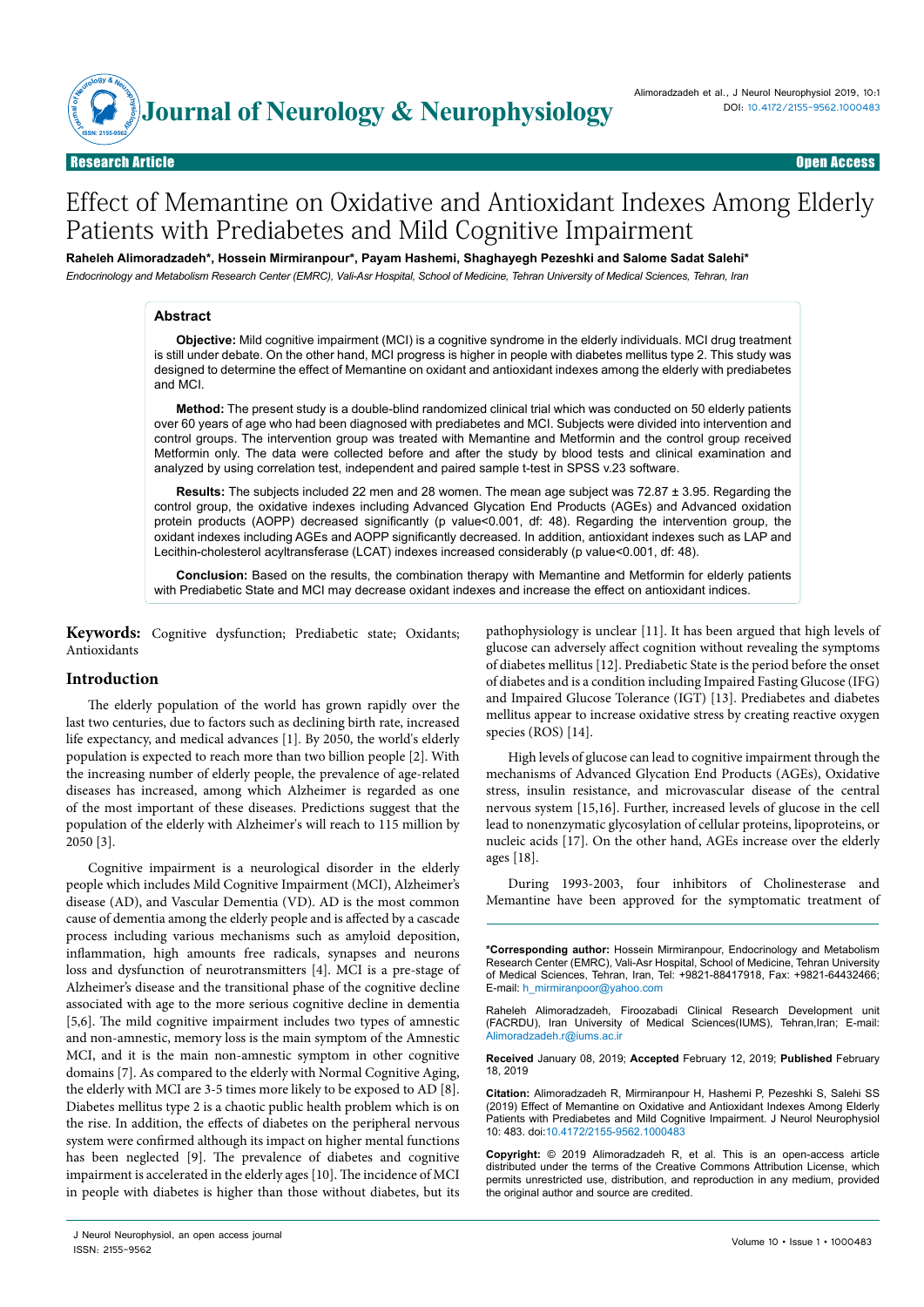# Effect of Memantine on Oxidative and Antioxidant Indexes Among Elderly Patients with Prediabetes and Mild Cognitive Impairment

**Raheleh Alimoradzadeh\*, Hossein Mirmiranpour\*, Payam Hashemi, Shaghayegh Pezeshki and Salome Sadat Salehi\***

*Endocrinology and Metabolism Research Center (EMRC), Vali-Asr Hospital, School of Medicine, Tehran University of Medical Sciences, Tehran, Iran*

## Abstract

**Objective:** Mild cognitive impairment (MCI) is a cognitive syndrome in the elderly individuals. MCI drug treatment is still under debate. On the other hand, MCI progress is higher in people with diabetes mellitus type 2. This study was designed to determine the effect of Memantine on oxidant and antioxidant indexes among the elderly with prediabetes and MCI.

**Method:** The present study is a double-blind randomized clinical trial which was conducted on 50 elderly patients over 60 years of age who had been diagnosed with prediabetes and MCI. Subjects were divided into intervention and control groups. The intervention group was treated with Memantine and Metformin and the control group received Metformin only. The data were collected before and after the study by blood tests and clinical examination and analyzed by using correlation test, independent and paired sample t-test in SPSS v.23 software.

**Results:** The subjects included 22 men and 28 women. The mean age subject was 72.87 ± 3.95. Regarding the control group, the oxidative indexes including Advanced Glycation End Products (AGEs) and Advanced oxidation protein products (AOPP) decreased significantly (p value<0.001, df: 48). Regarding the intervention group, the oxidant indexes including AGEs and AOPP significantly decreased. In addition, antioxidant indexes such as LAP and Lecithin-cholesterol acyltransferase (LCAT) indexes increased considerably (p value<0.001, df: 48).

**Conclusion:** Based on the results, the combination therapy with Memantine and Metformin for elderly patients with Prediabetic State and MCI may decrease oxidant indexes and increase the effect on antioxidant indices.

**Keywords:** Cognitive dysfunction; Prediabetic state; Oxidants; Antioxidants

## Introduction

The elderly population of the world has grown rapidly over the last two centuries, due to factors such as declining birth rate, increased life expectancy, and medical advances [1]. By 2050, the world's elderly population is expected to reach more than two billion people [2]. With the increasing number of elderly people, the prevalence of age-related diseases has increased, among which Alzheimer is regarded as one of the most important of these diseases. Predictions suggest that the population of the elderly with Alzheimer's will reach to 115 million by 2050 [3].

Cognitive impairment is a neurological disorder in the elderly people which includes Mild Cognitive Impairment (MCI), Alzheimer's disease (AD), and Vascular Dementia (VD). AD is the most common cause of dementia among the elderly people and is affected by a cascade process including various mechanisms such as amyloid deposition, inflammation, high amounts free radicals, synapses and neurons loss and dysfunction of neurotransmitters [4]. MCI is a pre-stage of Alzheimer's disease and the transitional phase of the cognitive decline associated with age to the more serious cognitive decline in dementia [5,6]. The mild cognitive impairment includes two types of amnestic and non-amnestic, memory loss is the main symptom of the Amnestic MCI, and it is the main non-amnestic symptom in other cognitive domains [7]. As compared to the elderly with Normal Cognitive Aging, the elderly with MCI are 3-5 times more likely to be exposed to AD [8]. Diabetes mellitus type 2 is a chaotic public health problem which is on the rise. In addition, the effects of diabetes on the peripheral nervous system were confirmed although its impact on higher mental functions has been neglected [9]. The prevalence of diabetes and cognitive impairment is accelerated in the elderly ages [10]. The incidence of MCI in people with diabetes is higher than those without diabetes, but its pathophysiology is unclear [11]. It has been argued that high levels of glucose can adversely affect cognition without revealing the symptoms of diabetes mellitus [12]. Prediabetic State is the period before the onset of diabetes and is a condition including Impaired Fasting Glucose (IFG) and Impaired Glucose Tolerance (IGT) [13]. Prediabetes and diabetes mellitus appear to increase oxidative stress by creating reactive oxygen species (ROS) [14].

High levels of glucose can lead to cognitive impairment through the mechanisms of Advanced Glycation End Products (AGEs), Oxidative stress, insulin resistance, and microvascular disease of the central nervous system [15,16]. Further, increased levels of glucose in the cell lead to nonenzymatic glycosylation of cellular proteins, lipoproteins, or nucleic acids [17]. On the other hand, AGEs increase over the elderly ages [18].

During 1993-2003, four inhibitors of Cholinesterase and Memantine have been approved for the symptomatic treatment of

**\*Corresponding author:** Hossein Mirmiranpour, Endocrinology and Metabolism Research Center (EMRC), Vali-Asr Hospital, School of Medicine, Tehran University of Medical Sciences, Tehran, Iran, Tel: +9821-88417918, Fax: +9821-64432466; E-mail: h_mirmiranpoor@yahoo.com

Raheleh Alimoradzadeh, Firoozabadi Clinical Research Development unit (FACRDU), Iran University of Medical Sciences(IUMS), Tehran,Iran; E-mail: Alimoradzadeh.r@iums.ac.ir

**Received** January 08, 2019; **Accepted** February 12, 2019; **Published** February 18, 2019

**Citation:** Alimoradzadeh R, Mirmiranpour H, Hashemi P, Pezeshki S, Salehi SS (2019) Effect of Memantine on Oxidative and Antioxidant Indexes Among Elderly Patients with Prediabetes and Mild Cognitive Impairment. J Neurol Neurophysiol 10: 483. doi:10.4172/2155-9562.1000483

**Copyright:** © 2019 Alimoradzadeh R, et al. This is an open-access article distributed under the terms of the Creative Commons Attribution License, which permits unrestricted use, distribution, and reproduction in any medium, provided the original author and source are credited.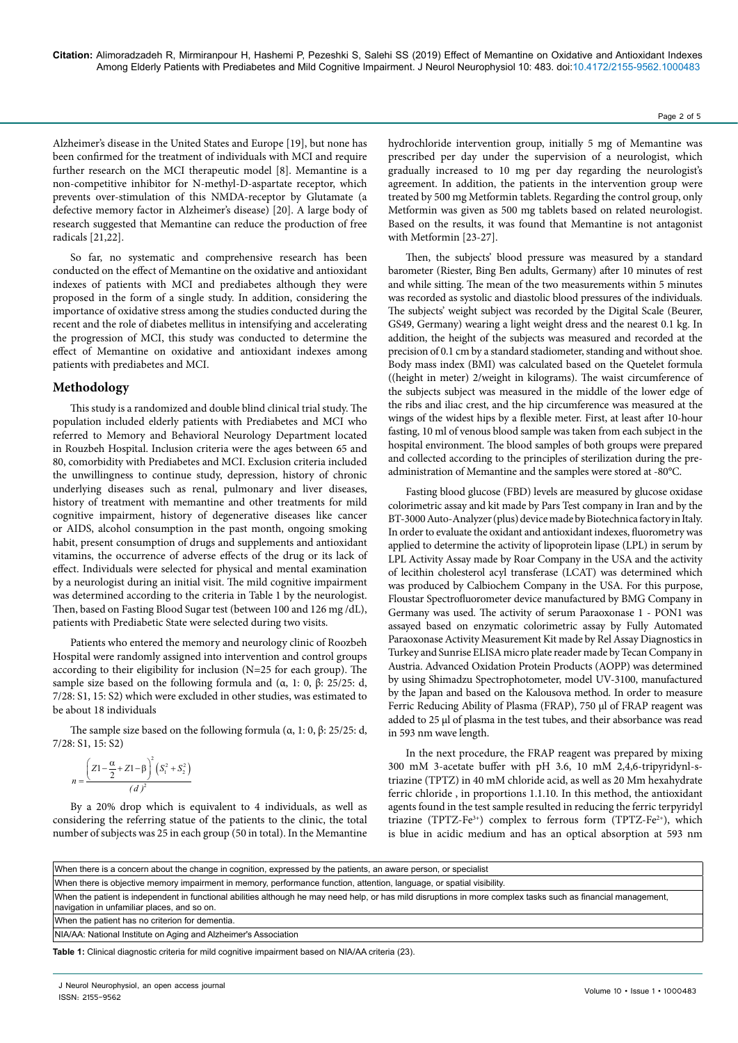Alzheimer's disease in the United States and Europe [19], but none has been confirmed for the treatment of individuals with MCI and require further research on the MCI therapeutic model [8]. Memantine is a non-competitive inhibitor for N-methyl-D-aspartate receptor, which prevents over-stimulation of this NMDA-receptor by Glutamate (a defective memory factor in Alzheimer's disease) [20]. A large body of research suggested that Memantine can reduce the production of free radicals [21,22].

So far, no systematic and comprehensive research has been conducted on the effect of Memantine on the oxidative and antioxidant indexes of patients with MCI and prediabetes although they were proposed in the form of a single study. In addition, considering the importance of oxidative stress among the studies conducted during the recent and the role of diabetes mellitus in intensifying and accelerating the progression of MCI, this study was conducted to determine the effect of Memantine on oxidative and antioxidant indexes among patients with prediabetes and MCI.

## Methodology

This study is a randomized and double blind clinical trial study. The population included elderly patients with Prediabetes and MCI who referred to Memory and Behavioral Neurology Department located in Rouzbeh Hospital. Inclusion criteria were the ages between 65 and 80, comorbidity with Prediabetes and MCI. Exclusion criteria included the unwillingness to continue study, depression, history of chronic underlying diseases such as renal, pulmonary and liver diseases, history of treatment with memantine and other treatments for mild cognitive impairment, history of degenerative diseases like cancer or AIDS, alcohol consuming in the past month, ongoing smoking habit, present consumption of drugs and supplements and antioxidant vitamins, the occurrence of adverse effects of the drug or its lack of effect. Individuals were selected for physical and mental examination by a neurologist during an initial visit. The mild cognitive impairment was determined according to the criteria in Table 1 by the neurologist. Then, based on Fasting Blood Sugar test (between 100 and 126 mg /dL), patients with Prediabetic State were selected during two visits.

Patients who entered the memory and neurology clinic of Roozbeh Hospital were randomly assigned into intervention and control groups according to their eligibility for inclusion (N=25 for each group). The sample size based on the following formula and (α, 1: 0, β: 25/25: d, 7/28: S1, 15: S2) which were excluded in other studies, was estimated to be about 18 individuals

The sample size based on the following formula (α, 1: 0, β: 25/25: d, 7/28: S1, 15: S2)

$$n = \frac{\left(Z1 - \frac{\alpha}{2} + Z1 - \beta\right)^2 \left(S_1^2 + S_2^2\right)}{(d)^2}$$

By a 20% drop which is equivalent to 4 individuals, as well as considering the referring statue of the patients to the clinic, the total number of subjects was 25 in each group (50 in total). In the Memantine hydrochloride intervention group, initially 5 mg of Memantine was prescribed per day under the supervision of a neurologist, which gradually increased to 10 mg per day regarding the neurologist's agreement. In addition, the patients in the intervention group were treated by 500 mg Metformin tablets. Regarding the control group, only Metformin was given as 500 mg tablets based on related neurologist. Based on the results, it was found that Memantine is not antagonist with Metformin [23-27].

Then, the subjects' blood pressure was measured by a standard barometer (Riester, Bing Ben adults, Germany) after 10 minutes of rest and while sitting. The mean of the two measurements within 5 minutes was recorded as systolic and diastolic blood pressures of the individuals. The subjects' weight subject was recorded by the Digital Scale (Beurer, GS49, Germany) wearing a light weight dress and the nearest 0.1 kg. In addition, the height of the subjects was measured and recorded at the precision of 0.1 cm by a standard stadiometer, standing and without shoe. Body mass index (BMI) was calculated based on the Quetelet formula ((height in meter) 2/weight in kilograms). The waist circumference of the subjects subject was measured in the middle of the lower edge of the ribs and iliac crest, and the hip circumference was measured at the wings of the widest hips by a flexible meter. First, at least after 10-hour fasting, 10 ml of venous blood sample was taken from each subject in the hospital environment. The blood samples of both groups were prepared and collected according to the principles of sterilization during the pre-administration of Memantine and the samples were stored at -80°C.

Fasting blood glucose (FBD) levels are measured by glucose oxidase colorimetric assay and kit made by Pars Test company in Iran and by the BT-3000 Auto-Analyzer (plus) device made by Biotechnica factory in Italy. In order to evaluate the oxidant and antioxidant indexes, fluorometry was applied to determine the activity of lipoprotein lipase (LPL) in serum by LPL Activity Assay made by Roar Company in the USA and the activity of lecithin cholesterol acyl transferase (LCAT) was determined which was produced by Calbiochem Company in the USA. For this purpose, Floustar Spectrofluorometer device manufactured by BMG Company in Germany was used. The activity of serum Paraoxonase 1 - PON1 was assayed based on enzymatic colorimetric assay by Fully Automated Paraoxonase Activity Measurement Kit made by Rel Assay Diagnostics in Turkey and Sunrise ELISA micro plate reader made by Tecan Company in Austria. Advanced Oxidation Protein Products (AOPP) was determined by using Shimadzu Spectrophotometer, model UV-3100, manufactured by the Japan and based on the Kalousova method. In order to measure Ferric Reducing Ability of Plasma (FRAP), 750 µl of FRAP reagent was added to 25 µl of plasma in the test tubes, and their absorbance was read in 593 nm wave length.

In the next procedure, the FRAP reagent was prepared by mixing 300 mM 3-acetate buffer with pH 3.6, 10 mM 2,4,6-tripyridynl-s-triazine (TPTZ) in 40 mM chloride acid, as well as 20 Mm hexahydrate ferric chloride , in proportions 1.1.10. In this method, the antioxidant agents found in the test sample resulted in reducing the ferric terpyridyl triazine (TPTZ-$Fe^{3+}$) complex to ferrous form (TPTZ-$Fe^{2+}$), which is blue in acidic medium and has an optical absorption at 593 nm

| When there is a concern about the change in cognition, expressed by the patients, an aware person, or specialist |
|---|
| When there is objective memory impairment in memory, performance function, attention, language, or spatial visibility. |
| When the patient is independent in functional abilities although he may need help, or has mild disruptions in more complex tasks such as financial management, navigation in unfamiliar places, and so on. |
| When the patient has no criterion for dementia. |
| NIA/AA: National Institute on Aging and Alzheimer's Association |

**Table 1:** Clinical diagnostic criteria for mild cognitive impairment based on NIA/AA criteria (23).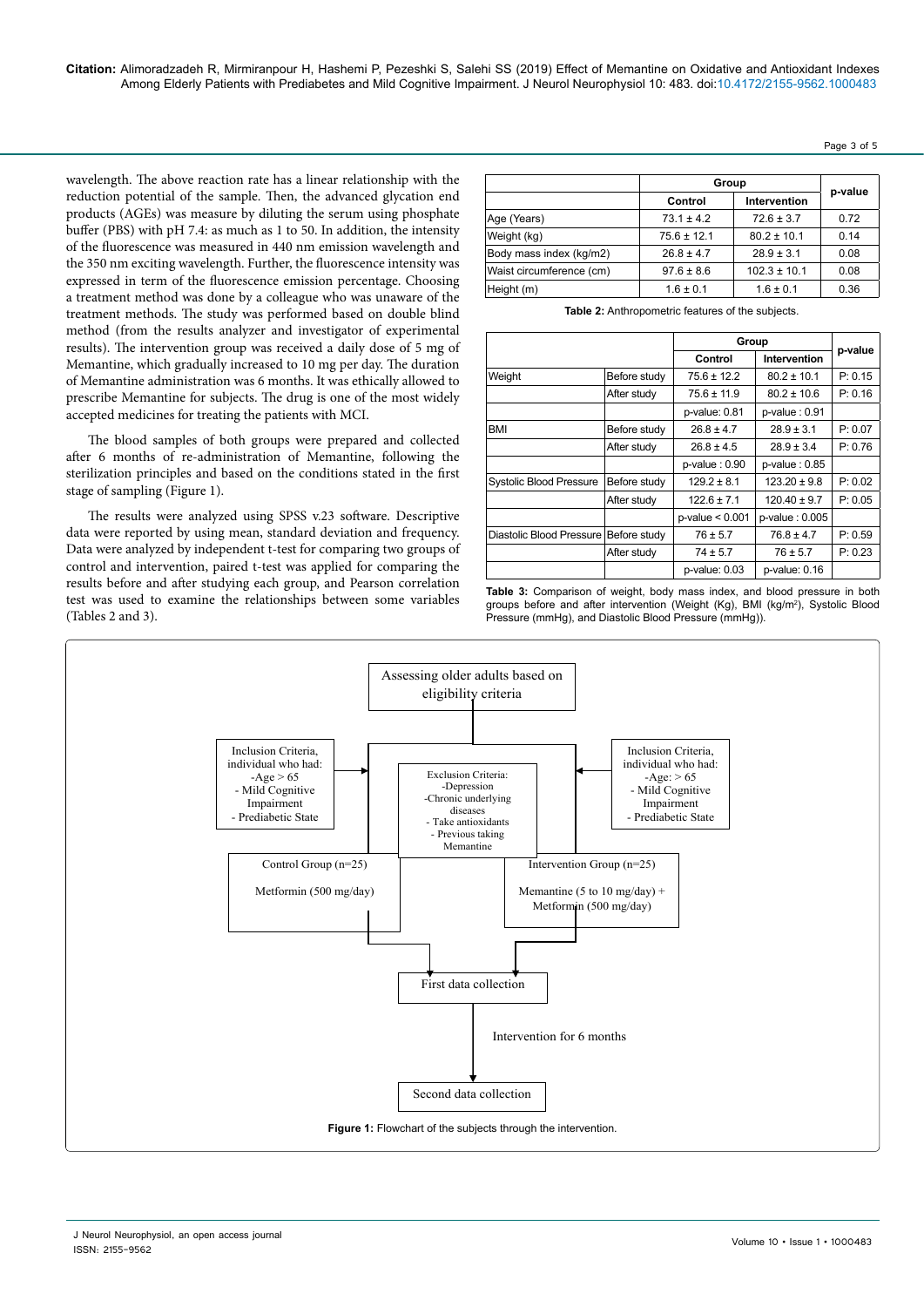wavelength. The above reaction rate has a linear relationship with the reduction potential of the sample. Then, the advanced glycation end products (AGEs) was measure by diluting the serum using phosphate buffer (PBS) with pH 7.4: as much as 1 to 50. In addition, the intensity of the fluorescence was measured in 440 nm emission wavelength and the 350 nm exciting wavelength. Further, the fluorescence intensity was expressed in term of the fluorescence emission percentage. Choosing a treatment method was done by a colleague who was unaware of the treatment methods. The study was performed based on double blind method (from the results analyzer and investigator of experimental results). The intervention group was received a daily dose of 5 mg of Memantine, which gradually increased to 10 mg per day. The duration of Memantine administration was 6 months. It was ethically allowed to prescribe Memantine for subjects. The drug is one of the most widely accepted medicines for treating the patients with MCI.

The blood samples of both groups were prepared and collected after 6 months of re-administration of Memantine, following the sterilization principles and based on the conditions stated in the first stage of sampling (Figure 1).

The results were analyzed using SPSS v.23 software. Descriptive data were reported by using mean, standard deviation and frequency. Data were analyzed by independent t-test for comparing two groups of control and intervention, paired t-test was applied for comparing the results before and after studying each group, and Pearson correlation test was used to examine the relationships between some variables (Tables 2 and 3).

| | Group | | p-value |
|---|---|---|---|
| | Control | Intervention | |
| Age (Years) | 73.1 ± 4.2 | 72.6 ± 3.7 | 0.72 |
| Weight (kg) | 75.6 ± 12.1 | 80.2 ± 10.1 | 0.14 |
| Body mass index (kg/m2) | 26.8 ± 4.7 | 28.9 ± 3.1 | 0.08 |
| Waist circumference (cm) | 97.6 ± 8.6 | 102.3 ± 10.1 | 0.08 |
| Height (m) | 1.6 ± 0.1 | 1.6 ± 0.1 | 0.36 |

**Table 2:** Anthropometric features of the subjects.

| | | Group | | p-value |
|---|---|---|---|---|
| | | Control | Intervention | |
| Weight | Before study | 75.6 ± 12.2 | 80.2 ± 10.1 | P: 0.15 |
| | After study | 75.6 ± 11.9 | 80.2 ± 10.6 | P: 0.16 |
| | | p-value: 0.81 | p-value : 0.91 | |
| BMI | Before study | 26.8 ± 4.7 | 28.9 ± 3.1 | P: 0.07 |
| | After study | 26.8 ± 4.5 | 28.9 ± 3.4 | P: 0.76 |
| | | p-value : 0.90 | p-value : 0.85 | |
| Systolic Blood Pressure | Before study | 129.2 ± 8.1 | 123.20 ± 9.8 | P: 0.02 |
| | After study | 122.6 ± 7.1 | 120.40 ± 9.7 | P: 0.05 |
| | | p-value < 0.001 | p-value : 0.005 | |
| Diastolic Blood Pressure | Before study | 76 ± 5.7 | 76.8 ± 4.7 | P: 0.59 |
| | After study | 74 ± 5.7 | 76 ± 5.7 | P: 0.23 |
| | | p-value: 0.03 | p-value: 0.16 | |

**Table 3:** Comparison of weight, body mass index, and blood pressure in both groups before and after intervention (Weight (Kg), BMI (kg/m[2]), Systolic Blood Pressure (mmHg), and Diastolic Blood Pressure (mmHg)).

Assessing older adults based on eligibility criteria

Inclusion Criteria, individual who had: -Age > 65 - Mild Cognitive Impairment - Prediabetic State

Exclusion Criteria: -Depression -Chronic underlying diseases - Take antioxidants - Previous taking Memantine

Inclusion Criteria, individual who had: -Age: > 65 - Mild Cognitive Impairment - Prediabetic State

Control Group (n=25) Metformin (500 mg/day)

Intervention Group (n=25) Memantine (5 to 10 mg/day) + Metformin (500 mg/day)

First data collection

Intervention for 6 months

Second data collection

**Figure 1:** Flowchart of the subjects through the intervention.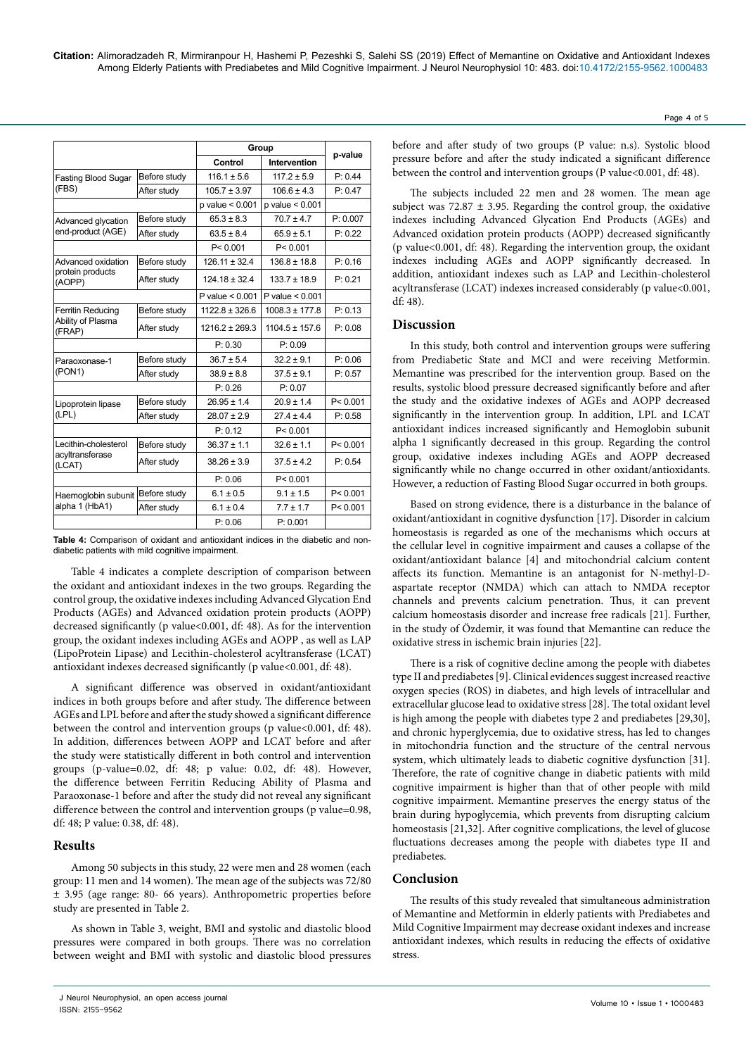| | | Group | | p-value |
|---|---|---|---|---|
| | | Control | Intervention | |
| Fasting Blood Sugar (FBS) | Before study | 116.1 ± 5.6 | 117.2 ± 5.9 | P: 0.44 |
| | After study | 105.7 ± 3.97 | 106.6 ± 4.3 | P: 0.47 |
| | | p value < 0.001 | p value < 0.001 | |
| Advanced glycation end-product (AGE) | Before study | 65.3 ± 8.3 | 70.7 ± 4.7 | P: 0.007 |
| | After study | 63.5 ± 8.4 | 65.9 ± 5.1 | P: 0.22 |
| | | P< 0.001 | P< 0.001 | |
| Advanced oxidation protein products (AOPP) | Before study | 126.11 ± 32.4 | 136.8 ± 18.8 | P: 0.16 |
| | After study | 124.18 ± 32.4 | 133.7 ± 18.9 | P: 0.21 |
| | | P value < 0.001 | P value < 0.001 | |
| Ferritin Reducing Ability of Plasma (FRAP) | Before study | 1122.8 ± 326.6 | 1008.3 ± 177.8 | P: 0.13 |
| | After study | 1216.2 ± 269.3 | 1104.5 ± 157.6 | P: 0.08 |
| | | P: 0.30 | P: 0.09 | |
| Paraoxonase-1 (PON1) | Before study | 36.7 ± 5.4 | 32.2 ± 9.1 | P: 0.06 |
| | After study | 38.9 ± 8.8 | 37.5 ± 9.1 | P: 0.57 |
| | | P: 0.26 | P: 0.07 | |
| Lipoprotein lipase (LPL) | Before study | 26.95 ± 1.4 | 20.9 ± 1.4 | P< 0.001 |
| | After study | 28.07 ± 2.9 | 27.4 ± 4.4 | P: 0.58 |
| | | P: 0.12 | P< 0.001 | |
| Lecithin-cholesterol acyltransferase (LCAT) | Before study | 36.37 ± 1.1 | 32.6 ± 1.1 | P< 0.001 |
| | After study | 38.26 ± 3.9 | 37.5 ± 4.2 | P: 0.54 |
| | | P: 0.06 | P< 0.001 | |
| Haemoglobin subunit alpha 1 (HbA1) | Before study | 6.1 ± 0.5 | 9.1 ± 1.5 | P< 0.001 |
| | After study | 6.1 ± 0.4 | 7.7 ± 1.7 | P< 0.001 |
| | | P: 0.06 | P: 0.001 | |

**Table 4:** Comparison of oxidant and antioxidant indices in the diabetic and non-diabetic patients with mild cognitive impairment.

Table 4 indicates a complete description of comparison between the oxidant and antioxidant indexes in the two groups. Regarding the control group, the oxidative indexes including Advanced Glycation End Products (AGEs) and Advanced oxidation protein products (AOPP) decreased significantly (p value<0.001, df: 48). As for the intervention group, the oxidant indexes including AGEs and AOPP , as well as LAP (LipoProtein Lipase) and Lecithin-cholesterol acyltransferase (LCAT) antioxidant indexes decreased significantly (p value<0.001, df: 48).

A significant difference was observed in oxidant/antioxidant indices in both groups before and after study. The difference between AGEs and LPL before and after the study showed a significant difference between the control and intervention groups (p value<0.001, df: 48). In addition, differences between AOPP and LCAT before and after the study were statistically different in both control and intervention groups (p-value=0.02, df: 48; p value: 0.02, df: 48). However, the difference between Ferritin Reducing Ability of Plasma and Paraoxonase-1 before and after the study did not reveal any significant difference between the control and intervention groups (p value=0.98, df: 48; P value: 0.38, df: 48).

## Results

Among 50 subjects in this study, 22 were men and 28 women (each group: 11 men and 14 women). The mean age of the subjects was 72/80 ± 3.95 (age range: 80- 66 years). Anthropometric properties before study are presented in Table 2.

As shown in Table 3, weight, BMI and systolic and diastolic blood pressures were compared in both groups. There was no correlation between weight and BMI with systolic and diastolic blood pressures before and after study of two groups (P value: n.s). Systolic blood pressure before and after the study indicated a significant difference between the control and intervention groups (P value<0.001, df: 48).

The subjects included 22 men and 28 women. The mean age subject was 72.87 ± 3.95. Regarding the control group, the oxidative indexes including Advanced Glycation End Products (AGEs) and Advanced oxidation protein products (AOPP) decreased significantly (p value<0.001, df: 48). Regarding the intervention group, the oxidant indexes including AGEs and AOPP significantly decreased. In addition, antioxidant indexes such as LAP and Lecithin-cholesterol acyltransferase (LCAT) indexes increased considerably (p value<0.001, df: 48).

## Discussion

In this study, both control and intervention groups were suffering from Prediabetic State and MCI and were receiving Metformin. Memantine was prescribed for the intervention group. Based on the results, systolic blood pressure decreased significantly before and after the study and the oxidative indexes of AGEs and AOPP decreased significantly in the intervention group. In addition, LPL and LCAT antioxidant indices increased significantly and Hemoglobin subunit alpha 1 significantly decreased in this group. Regarding the control group, oxidative indexes including AGEs and AOPP decreased significantly while no change occurred in other oxidant/antioxidants. However, a reduction of Fasting Blood Sugar occurred in both groups.

Based on strong evidence, there is a disturbance in the balance of oxidant/antioxidant in cognitive dysfunction [17]. Disorder in calcium homeostasis is regarded as one of the mechanisms which occurs at the cellular level in cognitive impairment and causes a collapse of the oxidant/antioxidant balance [4] and mitochondrial calcium content affects its function. Memantine is an antagonist for N-methyl-D-aspartate receptor (NMDA) which can attach to NMDA receptor channels and prevents calcium penetration. Thus, it can prevent calcium homeostasis disorder and increase free radicals [21]. Further, in the study of Özdemir, it was found that Memantine can reduce the oxidative stress in ischemic brain injuries [22].

There is a risk of cognitive decline among the people with diabetes type II and prediabetes [9]. Clinical evidences suggest increased reactive oxygen species (ROS) in diabetes, and high levels of intracellular and extracellular glucose lead to oxidative stress [28]. The total oxidant level is high among the people with diabetes type 2 and prediabetes [29,30], and chronic hyperglycemia, due to oxidative stress, has led to changes in mitochondria function and the structure of the central nervous system, which ultimately leads to diabetic cognitive dysfunction [31]. Therefore, the rate of cognitive change in diabetic patients with mild cognitive impairment is higher than that of other people with mild cognitive impairment. Memantine preserves the energy status of the brain during hypoglycemia, which prevents from disrupting calcium homeostasis [21,32]. After cognitive complications, the level of glucose fluctuations decreases among the people with diabetes type II and prediabetes.

## Conclusion

The results of this study revealed that simultaneous administration of Memantine and Metformin in elderly patients with Prediabetes and Mild Cognitive Impairment may decrease oxidant indexes and increase antioxidant indexes, which results in reducing the effects of oxidative stress.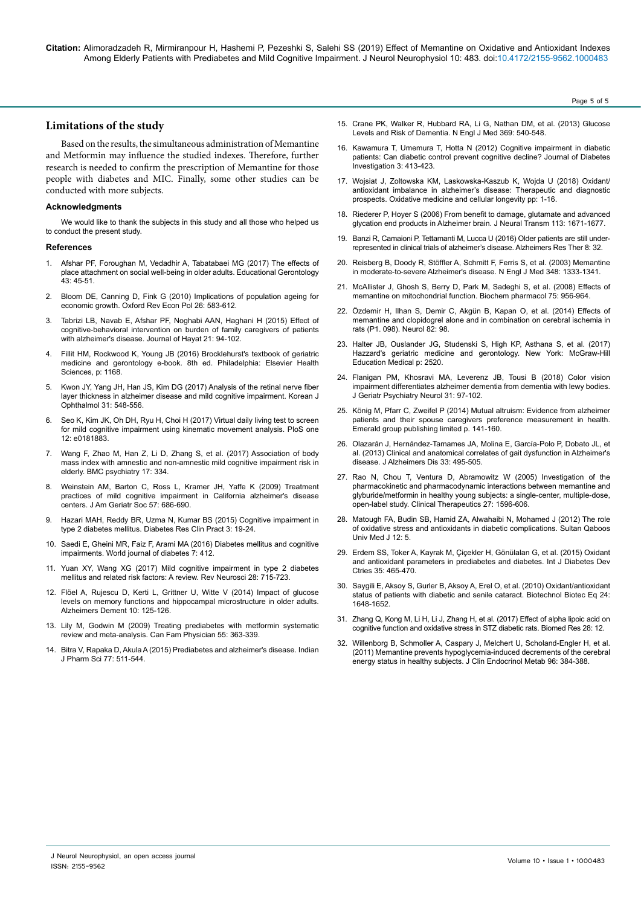## Limitations of the study

Based on the results, the simultaneous administration of Memantine and Metformin may influence the studied indexes. Therefore, further research is needed to confirm the prescription of Memantine for those people with diabetes and MIC. Finally, some other studies can be conducted with more subjects.

### Acknowledgments

We would like to thank the subjects in this study and all those who helped us to conduct the present study.

### References

1. Afshar PF, Foroughan M, Vedadhir A, Tabatabaei MG (2017) The effects of place attachment on social well-being in older adults. Educational Gerontology 43: 45-51.
2. Bloom DE, Canning D, Fink G (2010) Implications of population ageing for economic growth. Oxford Rev Econ Pol 26: 583-612.
3. Tabrizi LB, Navab E, Afshar PF, Noghabi AAN, Haghani H (2015) Effect of cognitive-behavioral intervention on burden of family caregivers of patients with alzheimer's disease. Journal of Hayat 21: 94-102.
4. Fillit HM, Rockwood K, Young JB (2016) Brocklehurst's textbook of geriatric medicine and gerontology e-book. 8th ed. Philadelphia: Elsevier Health Sciences, p: 1168.
5. Kwon JY, Yang JH, Han JS, Kim DG (2017) Analysis of the retinal nerve fiber layer thickness in alzheimer disease and mild cognitive impairment. Korean J Ophthalmol 31: 548-556.
6. Seo K, Kim JK, Oh DH, Ryu H, Choi H (2017) Virtual daily living test to screen for mild cognitive impairment using kinematic movement analysis. PloS one 12: e0181883.
7. Wang F, Zhao M, Han Z, Li D, Zhang S, et al. (2017) Association of body mass index with amnestic and non-amnestic mild cognitive impairment risk in elderly. BMC psychiatry 17: 334.
8. Weinstein AM, Barton C, Ross L, Kramer JH, Yaffe K (2009) Treatment practices of mild cognitive impairment in California alzheimer's disease centers. J Am Geriatr Soc 57: 686-690.
9. Hazari MAH, Reddy BR, Uzma N, Kumar BS (2015) Cognitive impairment in type 2 diabetes mellitus. Diabetes Res Clin Pract 3: 19-24.
10. Saedi E, Gheini MR, Faiz F, Arami MA (2016) Diabetes mellitus and cognitive impairments. World journal of diabetes 7: 412.
11. Yuan XY, Wang XG (2017) Mild cognitive impairment in type 2 diabetes mellitus and related risk factors: A review. Rev Neurosci 28: 715-723.
12. Flöel A, Rujescu D, Kerti L, Grittner U, Witte V (2014) Impact of glucose levels on memory functions and hippocampal microstructure in older adults. Alzheimers Dement 10: 125-126.
13. Lily M, Godwin M (2009) Treating prediabetes with metformin systematic review and meta-analysis. Can Fam Physician 55: 363-339.
14. Bitra V, Rapaka D, Akula A (2015) Prediabetes and alzheimer's disease. Indian J Pharm Sci 77: 511-544.
15. Crane PK, Walker R, Hubbard RA, Li G, Nathan DM, et al. (2013) Glucose Levels and Risk of Dementia. N Engl J Med 369: 540-548.
16. Kawamura T, Umemura T, Hotta N (2012) Cognitive impairment in diabetic patients: Can diabetic control prevent cognitive decline? Journal of Diabetes Investigation 3: 413-423.
17. Wojsiat J, Zoltowska KM, Laskowska-Kaszub K, Wojda U (2018) Oxidant/antioxidant imbalance in alzheimer's disease: Therapeutic and diagnostic prospects. Oxidative medicine and cellular longevity pp: 1-16.
18. Riederer P, Hoyer S (2006) From benefit to damage, glutamate and advanced glycation end products in Alzheimer brain. J Neural Transm 113: 1671-1677.
19. Banzi R, Camaioni P, Tettamanti M, Lucca U (2016) Older patients are still under-represented in clinical trials of alzheimer's disease. Alzheimers Res Ther 8: 32.
20. Reisberg B, Doody R, Stöffler A, Schmitt F, Ferris S, et al. (2003) Memantine in moderate-to-severe Alzheimer's disease. N Engl J Med 348: 1333-1341.
21. McAllister J, Ghosh S, Berry D, Park M, Sadeghi S, et al. (2008) Effects of memantine on mitochondrial function. Biochem pharmacol 75: 956-964.
22. Özdemir H, Ilhan S, Demir C, Akgün B, Kapan O, et al. (2014) Effects of memantine and clopidogrel alone and in combination on cerebral ischemia in rats (P1. 098). Neurol 82: 98.
23. Halter JB, Ouslander JG, Studenski S, High KP, Asthana S, et al. (2017) Hazzard's geriatric medicine and gerontology. New York: McGraw-Hill Education Medical p: 2520.
24. Flanigan PM, Khosravi MA, Leverenz JB, Tousi B (2018) Color vision impairment differentiates alzheimer dementia from dementia with lewy bodies. J Geriatr Psychiatry Neurol 31: 97-102.
25. König M, Pfarr C, Zweifel P (2014) Mutual altruism: Evidence from alzheimer patients and their spouse caregivers preference measurement in health. Emerald group publishing limited p. 141-160.
26. Olazarán J, Hernández-Tamames JA, Molina E, García-Polo P, Dobato JL, et al. (2013) Clinical and anatomical correlates of gait dysfunction in Alzheimer's disease. J Alzheimers Dis 33: 495-505.
27. Rao N, Chou T, Ventura D, Abramowitz W (2005) Investigation of the pharmacokinetic and pharmacodynamic interactions between memantine and glyburide/metformin in healthy young subjects: a single-center, multiple-dose, open-label study. Clinical Therapeutics 27: 1596-606.
28. Matough FA, Budin SB, Hamid ZA, Alwahaibi N, Mohamed J (2012) The role of oxidative stress and antioxidants in diabetic complications. Sultan Qaboos Univ Med J 12: 5.
29. Erdem SS, Toker A, Kayrak M, Çiçekler H, Gönülalan G, et al. (2015) Oxidant and antioxidant parameters in prediabetes and diabetes. Int J Diabetes Dev Ctries 35: 465-470.
30. Saygili E, Aksoy S, Gurler B, Aksoy A, Erel O, et al. (2010) Oxidant/antioxidant status of patients with diabetic and senile cataract. Biotechnol Biotec Eq 24: 1648-1652.
31. Zhang Q, Kong M, Li H, Li J, Zhang H, et al. (2017) Effect of alpha lipoic acid on cognitive function and oxidative stress in STZ diabetic rats. Biomed Res 28: 12.
32. Willenborg B, Schmoller A, Caspary J, Melchert U, Scholand-Engler H, et al. (2011) Memantine prevents hypoglycemia-induced decrements of the cerebral energy status in healthy subjects. J Clin Endocrinol Metab 96: 384-388.